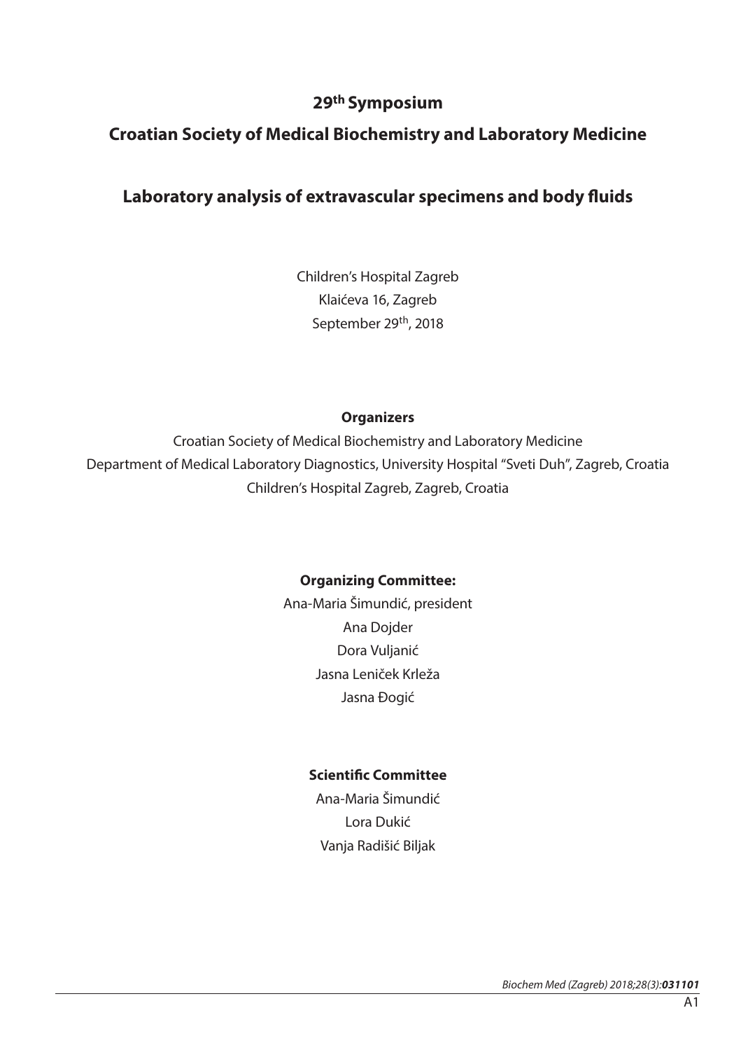# 29th Symposium

# Croatian Society of Medical Biochemistry and Laboratory Medicine

## Laboratory analysis of extravascular specimens and body fluids

Children's Hospital Zagreb
Klaićeva 16, Zagreb
September 29th, 2018

**Organizers**

Croatian Society of Medical Biochemistry and Laboratory Medicine
Department of Medical Laboratory Diagnostics, University Hospital "Sveti Duh", Zagreb, Croatia
Children's Hospital Zagreb, Zagreb, Croatia

**Organizing Committee:**

Ana-Maria Šimundić, president
Ana Dojder
Dora Vuljanić
Jasna Leniček Krleža
Jasna Đogić

**Scientific Committee**

Ana-Maria Šimundić
Lora Dukić
Vanja Radišić Biljak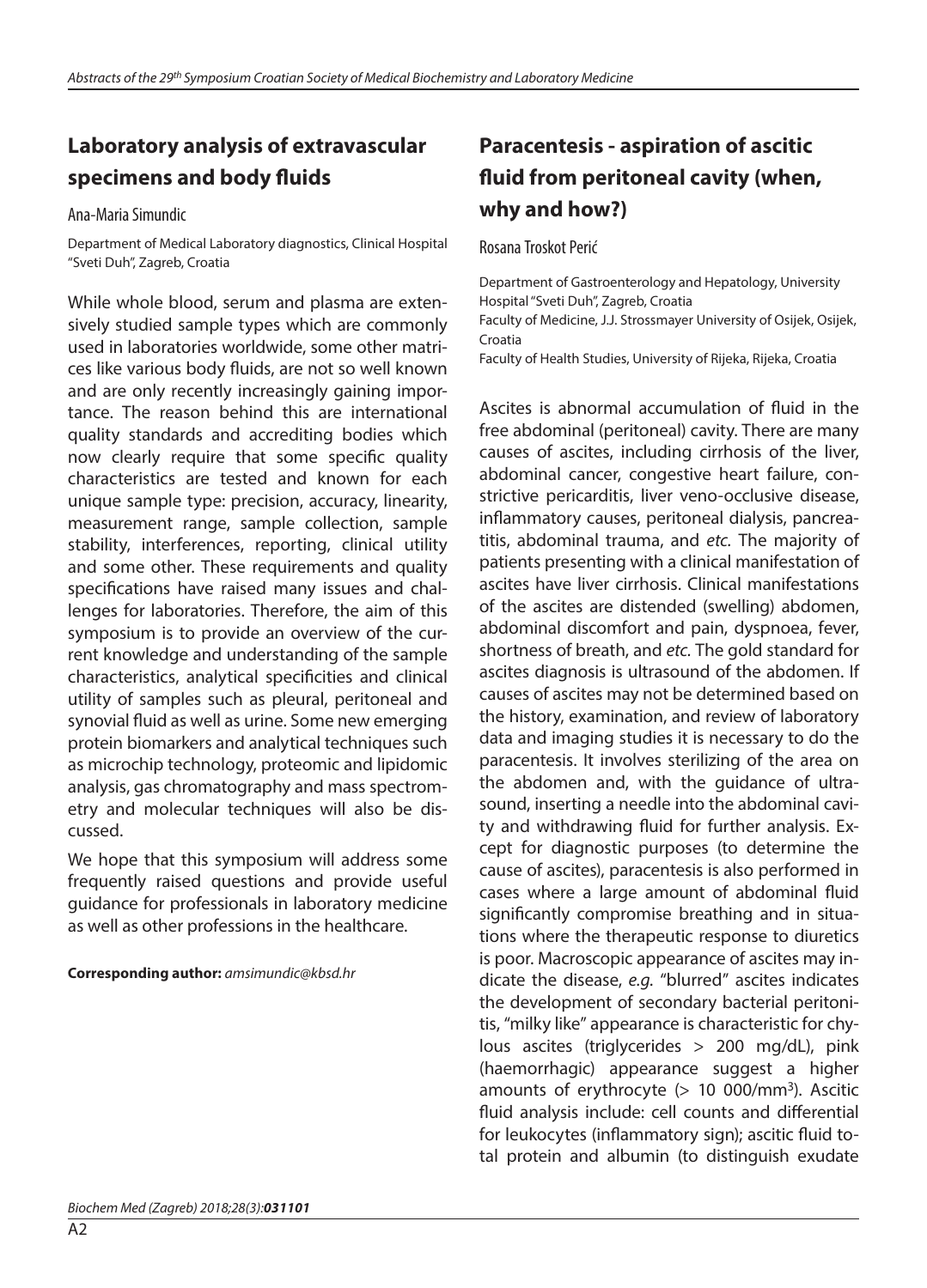## Laboratory analysis of extravascular specimens and body fluids

Ana-Maria Simundic

Department of Medical Laboratory diagnostics, Clinical Hospital "Sveti Duh", Zagreb, Croatia

While whole blood, serum and plasma are extensively studied sample types which are commonly used in laboratories worldwide, some other matrices like various body fluids, are not so well known and are only recently increasingly gaining importance. The reason behind this are international quality standards and accrediting bodies which now clearly require that some specific quality characteristics are tested and known for each unique sample type: precision, accuracy, linearity, measurement range, sample collection, sample stability, interferences, reporting, clinical utility and some other. These requirements and quality specifications have raised many issues and challenges for laboratories. Therefore, the aim of this symposium is to provide an overview of the current knowledge and understanding of the sample characteristics, analytical specificities and clinical utility of samples such as pleural, peritoneal and synovial fluid as well as urine. Some new emerging protein biomarkers and analytical techniques such as microchip technology, proteomic and lipidomic analysis, gas chromatography and mass spectrometry and molecular techniques will also be discussed.

We hope that this symposium will address some frequently raised questions and provide useful guidance for professionals in laboratory medicine as well as other professions in the healthcare.

**Corresponding author:** *amsimundic@kbsd.hr*

## Paracentesis - aspiration of ascitic fluid from peritoneal cavity (when, why and how?)

Rosana Troskot Perić

Department of Gastroenterology and Hepatology, University Hospital "Sveti Duh", Zagreb, Croatia
Faculty of Medicine, J.J. Strossmayer University of Osijek, Osijek, Croatia
Faculty of Health Studies, University of Rijeka, Rijeka, Croatia

Ascites is abnormal accumulation of fluid in the free abdominal (peritoneal) cavity. There are many causes of ascites, including cirrhosis of the liver, abdominal cancer, congestive heart failure, constrictive pericarditis, liver veno-occlusive disease, inflammatory causes, peritoneal dialysis, pancreatitis, abdominal trauma, and *etc*. The majority of patients presenting with a clinical manifestation of ascites have liver cirrhosis. Clinical manifestations of the ascites are distended (swelling) abdomen, abdominal discomfort and pain, dyspnoea, fever, shortness of breath, and *etc*. The gold standard for ascites diagnosis is ultrasound of the abdomen. If causes of ascites may not be determined based on the history, examination, and review of laboratory data and imaging studies it is necessary to do the paracentesis. It involves sterilizing of the area on the abdomen and, with the guidance of ultrasound, inserting a needle into the abdominal cavity and withdrawing fluid for further analysis. Except for diagnostic purposes (to determine the cause of ascites), paracentesis is also performed in cases where a large amount of abdominal fluid significantly compromise breathing and in situations where the therapeutic response to diuretics is poor. Macroscopic appearance of ascites may indicate the disease, *e.g.* "blurred" ascites indicates the development of secondary bacterial peritonitis, "milky like" appearance is characteristic for chylous ascites (triglycerides > 200 mg/dL), pink (haemorrhagic) appearance suggest a higher amounts of erythrocyte (> 10 000/mm$^3$). Ascitic fluid analysis include: cell counts and differential for leukocytes (inflammatory sign); ascitic fluid total protein and albumin (to distinguish exudate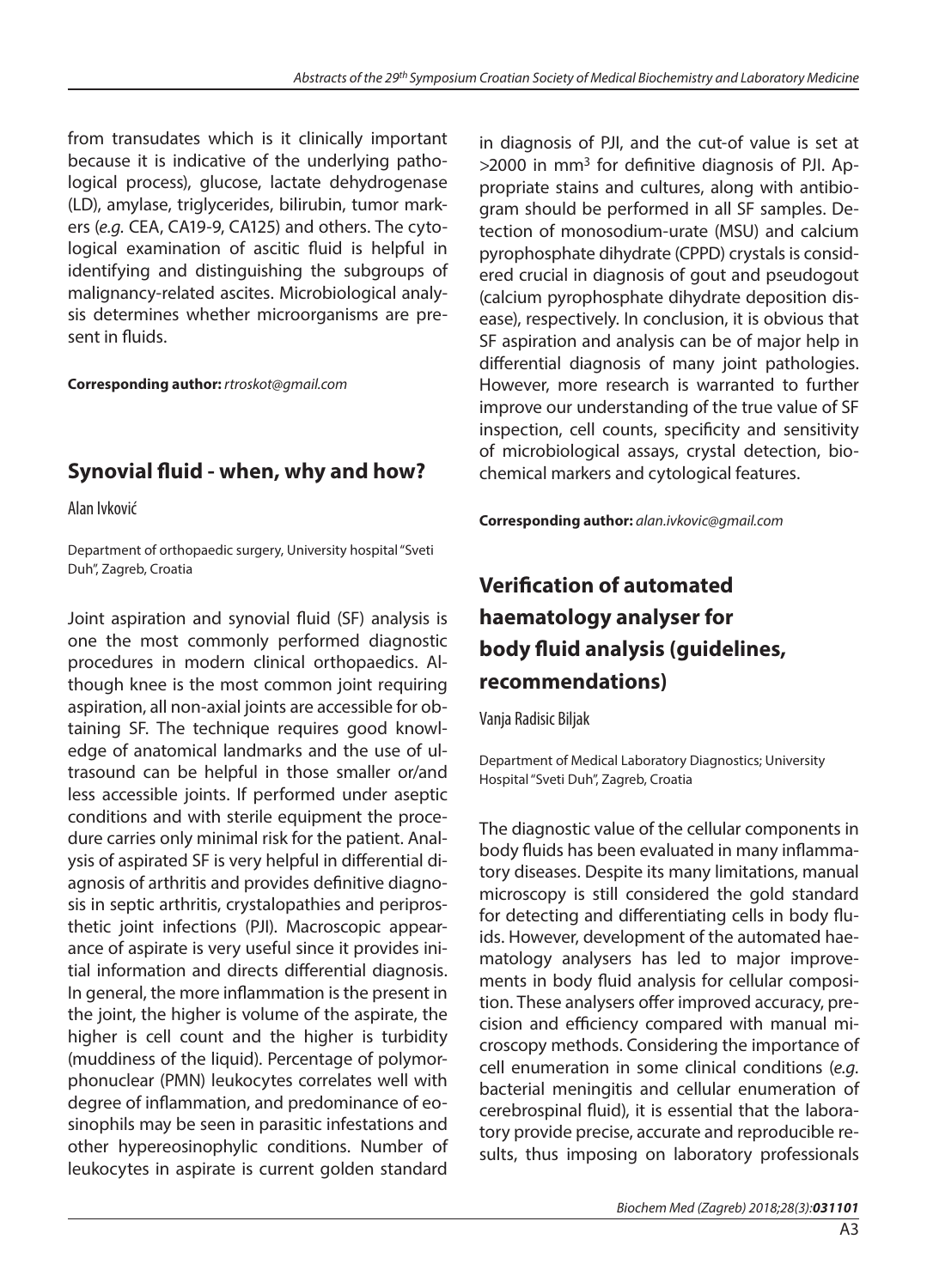from transudates which is it clinically important because it is indicative of the underlying pathological process), glucose, lactate dehydrogenase (LD), amylase, triglycerides, bilirubin, tumor markers (*e.g.* CEA, CA19-9, CA125) and others. The cytological examination of ascitic fluid is helpful in identifying and distinguishing the subgroups of malignancy-related ascites. Microbiological analysis determines whether microorganisms are present in fluids.

**Corresponding author:** *rtroskot@gmail.com*

## Synovial fluid - when, why and how?

Alan Ivković

Department of orthopaedic surgery, University hospital "Sveti Duh", Zagreb, Croatia

Joint aspiration and synovial fluid (SF) analysis is one the most commonly performed diagnostic procedures in modern clinical orthopaedics. Although knee is the most common joint requiring aspiration, all non-axial joints are accessible for obtaining SF. The technique requires good knowledge of anatomical landmarks and the use of ultrasound can be helpful in those smaller or/and less accessible joints. If performed under aseptic conditions and with sterile equipment the procedure carries only minimal risk for the patient. Analysis of aspirated SF is very helpful in differential diagnosis of arthritis and provides definitive diagnosis in septic arthritis, crystalopathies and periprosthetic joint infections (PJI). Macroscopic appearance of aspirate is very useful since it provides initial information and directs differential diagnosis. In general, the more inflammation is the present in the joint, the higher is volume of the aspirate, the higher is cell count and the higher is turbidity (muddiness of the liquid). Percentage of polymorphonuclear (PMN) leukocytes correlates well with degree of inflammation, and predominance of eosinophils may be seen in parasitic infestations and other hypereosinophylic conditions. Number of leukocytes in aspirate is current golden standard in diagnosis of PJI, and the cut-of value is set at >2000 in $mm^3$ for definitive diagnosis of PJI. Appropriate stains and cultures, along with antibiogram should be performed in all SF samples. Detection of monosodium-urate (MSU) and calcium pyrophosphate dihydrate (CPPD) crystals is considered crucial in diagnosis of gout and pseudogout (calcium pyrophosphate dihydrate deposition disease), respectively. In conclusion, it is obvious that SF aspiration and analysis can be of major help in differential diagnosis of many joint pathologies. However, more research is warranted to further improve our understanding of the true value of SF inspection, cell counts, specificity and sensitivity of microbiological assays, crystal detection, biochemical markers and cytological features.

**Corresponding author:** *alan.ivkovic@gmail.com*

## Verification of automated haematology analyser for body fluid analysis (guidelines, recommendations)

Vanja Radisic Biljak

Department of Medical Laboratory Diagnostics; University Hospital "Sveti Duh", Zagreb, Croatia

The diagnostic value of the cellular components in body fluids has been evaluated in many inflammatory diseases. Despite its many limitations, manual microscopy is still considered the gold standard for detecting and differentiating cells in body fluids. However, development of the automated haematology analysers has led to major improvements in body fluid analysis for cellular composition. These analysers offer improved accuracy, precision and efficiency compared with manual microscopy methods. Considering the importance of cell enumeration in some clinical conditions (*e.g.* bacterial meningitis and cellular enumeration of cerebrospinal fluid), it is essential that the laboratory provide precise, accurate and reproducible results, thus imposing on laboratory professionals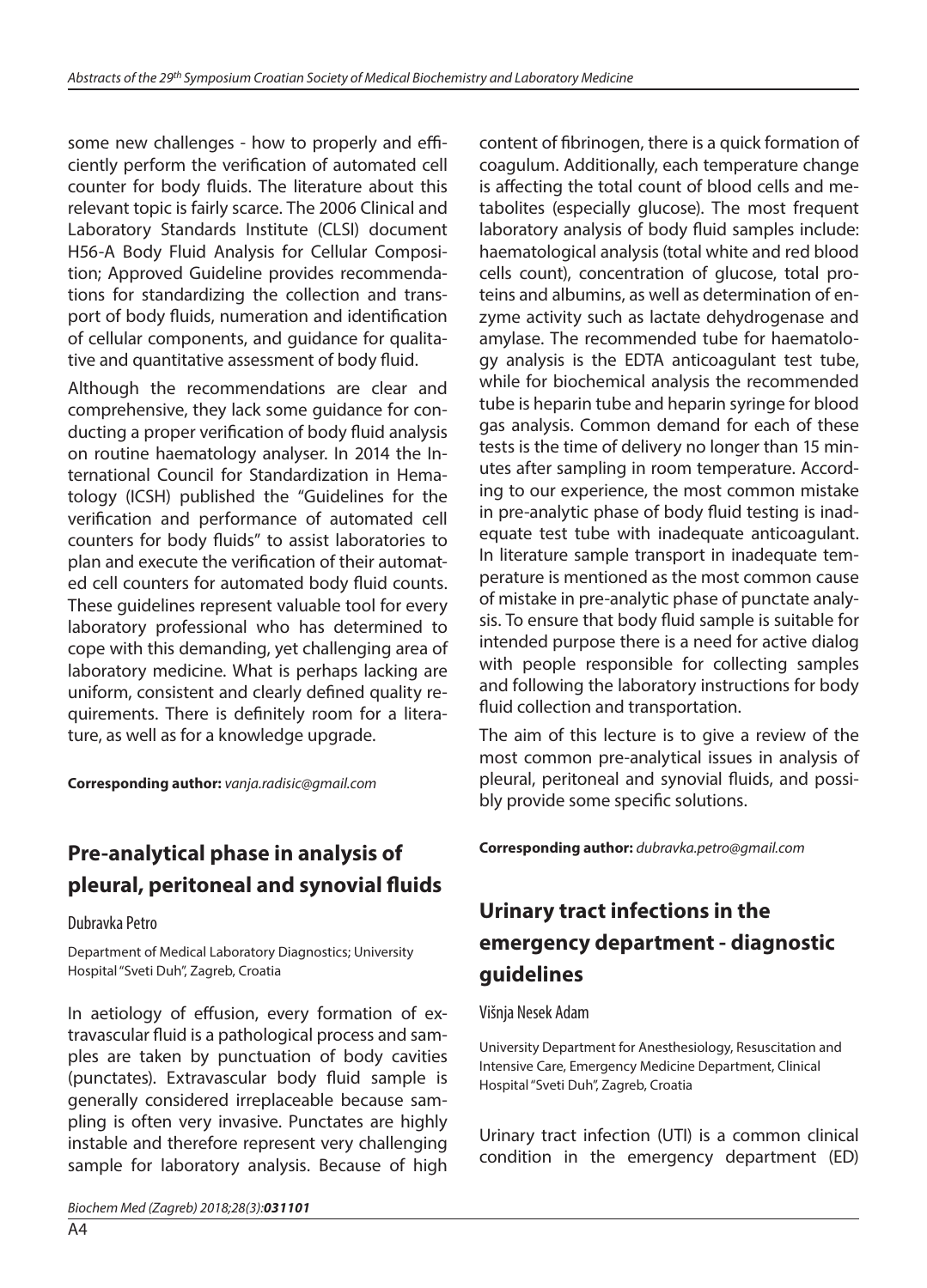some new challenges - how to properly and efficiently perform the verification of automated cell counter for body fluids. The literature about this relevant topic is fairly scarce. The 2006 Clinical and Laboratory Standards Institute (CLSI) document H56-A Body Fluid Analysis for Cellular Composition; Approved Guideline provides recommendations for standardizing the collection and transport of body fluids, numeration and identification of cellular components, and guidance for qualitative and quantitative assessment of body fluid.

Although the recommendations are clear and comprehensive, they lack some guidance for conducting a proper verification of body fluid analysis on routine haematology analyser. In 2014 the International Council for Standardization in Hematology (ICSH) published the "Guidelines for the verification and performance of automated cell counters for body fluids" to assist laboratories to plan and execute the verification of their automated cell counters for automated body fluid counts. These guidelines represent valuable tool for every laboratory professional who has determined to cope with this demanding, yet challenging area of laboratory medicine. What is perhaps lacking are uniform, consistent and clearly defined quality requirements. There is definitely room for a literature, as well as for a knowledge upgrade.

**Corresponding author:** *vanja.radisic@gmail.com*

## Pre-analytical phase in analysis of pleural, peritoneal and synovial fluids

Dubravka Petro

Department of Medical Laboratory Diagnostics; University Hospital "Sveti Duh", Zagreb, Croatia

In aetiology of effusion, every formation of extravascular fluid is a pathological process and samples are taken by punctuation of body cavities (punctates). Extravascular body fluid sample is generally considered irreplaceable because sampling is often very invasive. Punctates are highly instable and therefore represent very challenging sample for laboratory analysis. Because of high content of fibrinogen, there is a quick formation of coagulum. Additionally, each temperature change is affecting the total count of blood cells and metabolites (especially glucose). The most frequent laboratory analysis of body fluid samples include: haematological analysis (total white and red blood cells count), concentration of glucose, total proteins and albumins, as well as determination of enzyme activity such as lactate dehydrogenase and amylase. The recommended tube for haematology analysis is the EDTA anticoagulant test tube, while for biochemical analysis the recommended tube is heparin tube and heparin syringe for blood gas analysis. Common demand for each of these tests is the time of delivery no longer than 15 minutes after sampling in room temperature. According to our experience, the most common mistake in pre-analytic phase of body fluid testing is inadequate test tube with inadequate anticoagulant. In literature sample transport in inadequate temperature is mentioned as the most common cause of mistake in pre-analytic phase of punctate analysis. To ensure that body fluid sample is suitable for intended purpose there is a need for active dialog with people responsible for collecting samples and following the laboratory instructions for body fluid collection and transportation.

The aim of this lecture is to give a review of the most common pre-analytical issues in analysis of pleural, peritoneal and synovial fluids, and possibly provide some specific solutions.

**Corresponding author:** *dubravka.petro@gmail.com*

## Urinary tract infections in the emergency department - diagnostic guidelines

Višnja Nesek Adam

University Department for Anesthesiology, Resuscitation and Intensive Care, Emergency Medicine Department, Clinical Hospital "Sveti Duh", Zagreb, Croatia

Urinary tract infection (UTI) is a common clinical condition in the emergency department (ED)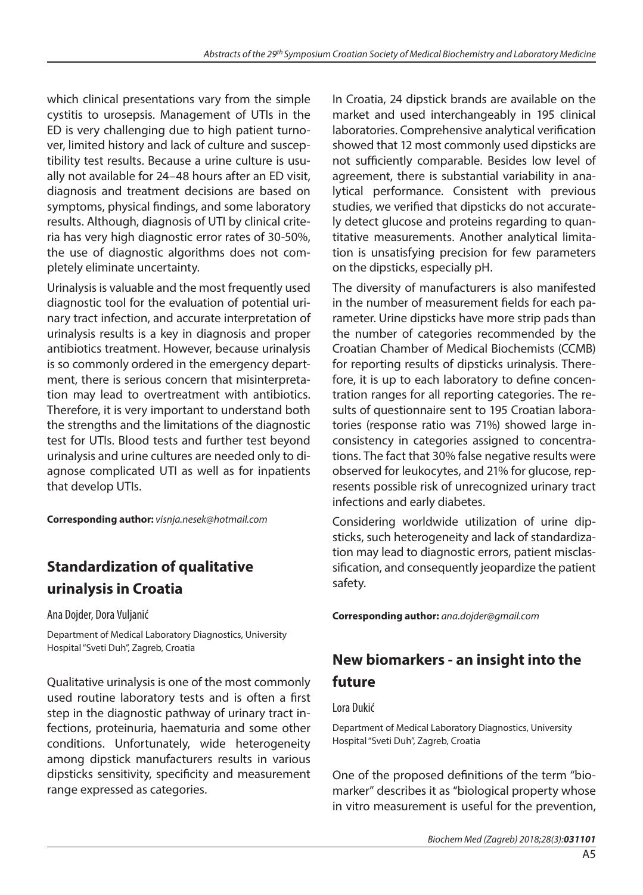which clinical presentations vary from the simple cystitis to urosepsis. Management of UTIs in the ED is very challenging due to high patient turnover, limited history and lack of culture and susceptibility test results. Because a urine culture is usually not available for 24–48 hours after an ED visit, diagnosis and treatment decisions are based on symptoms, physical findings, and some laboratory results. Although, diagnosis of UTI by clinical criteria has very high diagnostic error rates of 30-50%, the use of diagnostic algorithms does not completely eliminate uncertainty.

Urinalysis is valuable and the most frequently used diagnostic tool for the evaluation of potential urinary tract infection, and accurate interpretation of urinalysis results is a key in diagnosis and proper antibiotics treatment. However, because urinalysis is so commonly ordered in the emergency department, there is serious concern that misinterpretation may lead to overtreatment with antibiotics. Therefore, it is very important to understand both the strengths and the limitations of the diagnostic test for UTIs. Blood tests and further test beyond urinalysis and urine cultures are needed only to diagnose complicated UTI as well as for inpatients that develop UTIs.

**Corresponding author:** *visnja.nesek@hotmail.com*

## Standardization of qualitative urinalysis in Croatia

Ana Dojder, Dora Vuljanić

Department of Medical Laboratory Diagnostics, University Hospital "Sveti Duh", Zagreb, Croatia

Qualitative urinalysis is one of the most commonly used routine laboratory tests and is often a first step in the diagnostic pathway of urinary tract infections, proteinuria, haematuria and some other conditions. Unfortunately, wide heterogeneity among dipstick manufacturers results in various dipsticks sensitivity, specificity and measurement range expressed as categories.

In Croatia, 24 dipstick brands are available on the market and used interchangeably in 195 clinical laboratories. Comprehensive analytical verification showed that 12 most commonly used dipsticks are not sufficiently comparable. Besides low level of agreement, there is substantial variability in analytical performance. Consistent with previous studies, we verified that dipsticks do not accurately detect glucose and proteins regarding to quantitative measurements. Another analytical limitation is unsatisfying precision for few parameters on the dipsticks, especially pH.

The diversity of manufacturers is also manifested in the number of measurement fields for each parameter. Urine dipsticks have more strip pads than the number of categories recommended by the Croatian Chamber of Medical Biochemists (CCMB) for reporting results of dipsticks urinalysis. Therefore, it is up to each laboratory to define concentration ranges for all reporting categories. The results of questionnaire sent to 195 Croatian laboratories (response ratio was 71%) showed large inconsistency in categories assigned to concentrations. The fact that 30% false negative results were observed for leukocytes, and 21% for glucose, represents possible risk of unrecognized urinary tract infections and early diabetes.

Considering worldwide utilization of urine dipsticks, such heterogeneity and lack of standardization may lead to diagnostic errors, patient misclassification, and consequently jeopardize the patient safety.

**Corresponding author:** *ana.dojder@gmail.com*

## New biomarkers - an insight into the future

Lora Dukić

Department of Medical Laboratory Diagnostics, University Hospital "Sveti Duh", Zagreb, Croatia

One of the proposed definitions of the term "biomarker" describes it as "biological property whose in vitro measurement is useful for the prevention,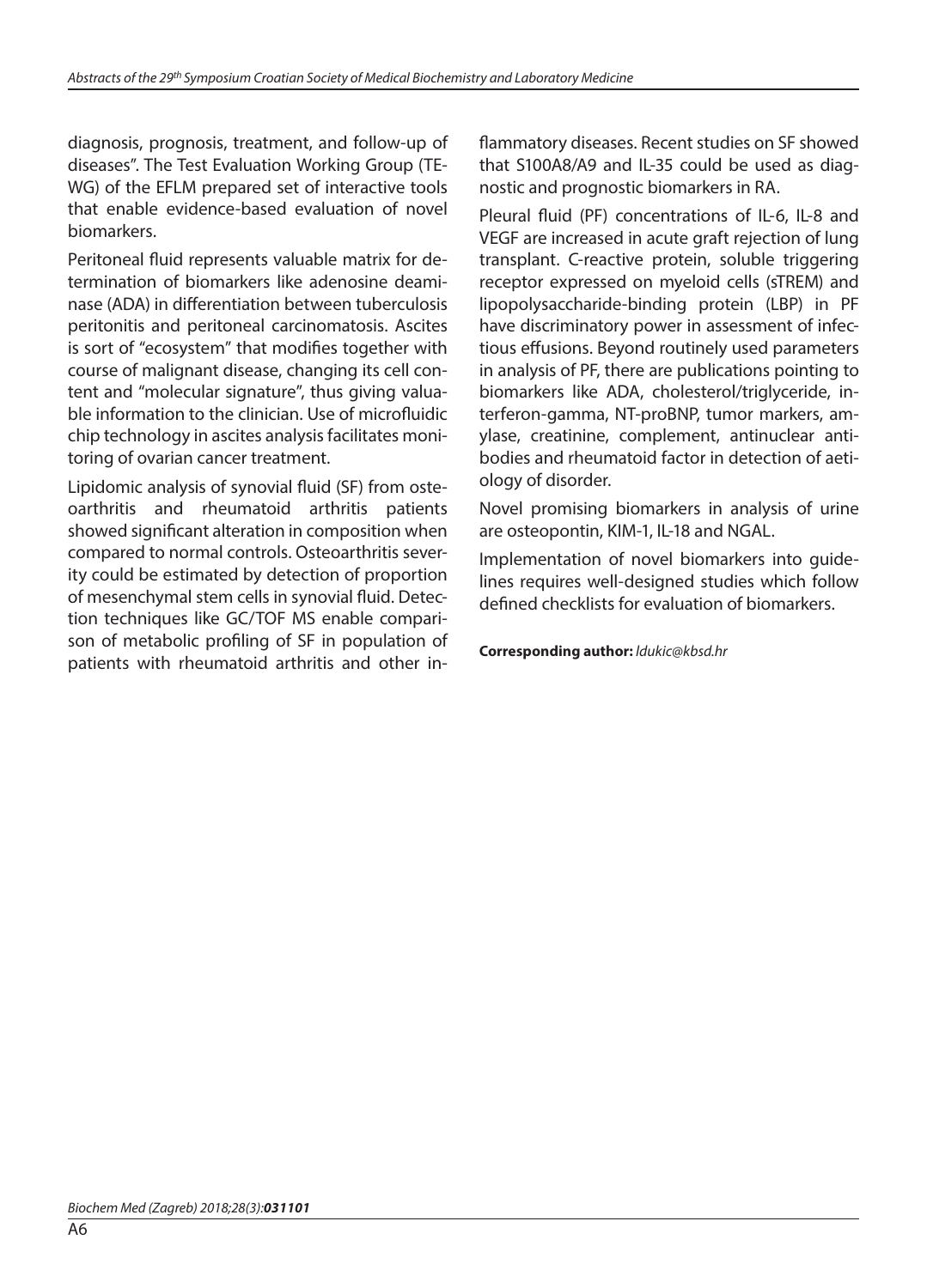diagnosis, prognosis, treatment, and follow-up of diseases". The Test Evaluation Working Group (TE-WG) of the EFLM prepared set of interactive tools that enable evidence-based evaluation of novel biomarkers.

Peritoneal fluid represents valuable matrix for determination of biomarkers like adenosine deaminase (ADA) in differentiation between tuberculosis peritonitis and peritoneal carcinomatosis. Ascites is sort of "ecosystem" that modifies together with course of malignant disease, changing its cell content and "molecular signature", thus giving valuable information to the clinician. Use of microfluidic chip technology in ascites analysis facilitates monitoring of ovarian cancer treatment.

Lipidomic analysis of synovial fluid (SF) from osteoarthritis and rheumatoid arthritis patients showed significant alteration in composition when compared to normal controls. Osteoarthritis severity could be estimated by detection of proportion of mesenchymal stem cells in synovial fluid. Detection techniques like GC/TOF MS enable comparison of metabolic profiling of SF in population of patients with rheumatoid arthritis and other inflammatory diseases. Recent studies on SF showed that S100A8/A9 and IL-35 could be used as diagnostic and prognostic biomarkers in RA.

Pleural fluid (PF) concentrations of IL-6, IL-8 and VEGF are increased in acute graft rejection of lung transplant. C-reactive protein, soluble triggering receptor expressed on myeloid cells (sTREM) and lipopolysaccharide-binding protein (LBP) in PF have discriminatory power in assessment of infectious effusions. Beyond routinely used parameters in analysis of PF, there are publications pointing to biomarkers like ADA, cholesterol/triglyceride, interferon-gamma, NT-proBNP, tumor markers, amylase, creatinine, complement, antinuclear antibodies and rheumatoid factor in detection of aetiology of disorder.

Novel promising biomarkers in analysis of urine are osteopontin, KIM-1, IL-18 and NGAL.

Implementation of novel biomarkers into guidelines requires well-designed studies which follow defined checklists for evaluation of biomarkers.

**Corresponding author:** *ldukic@kbsd.hr*